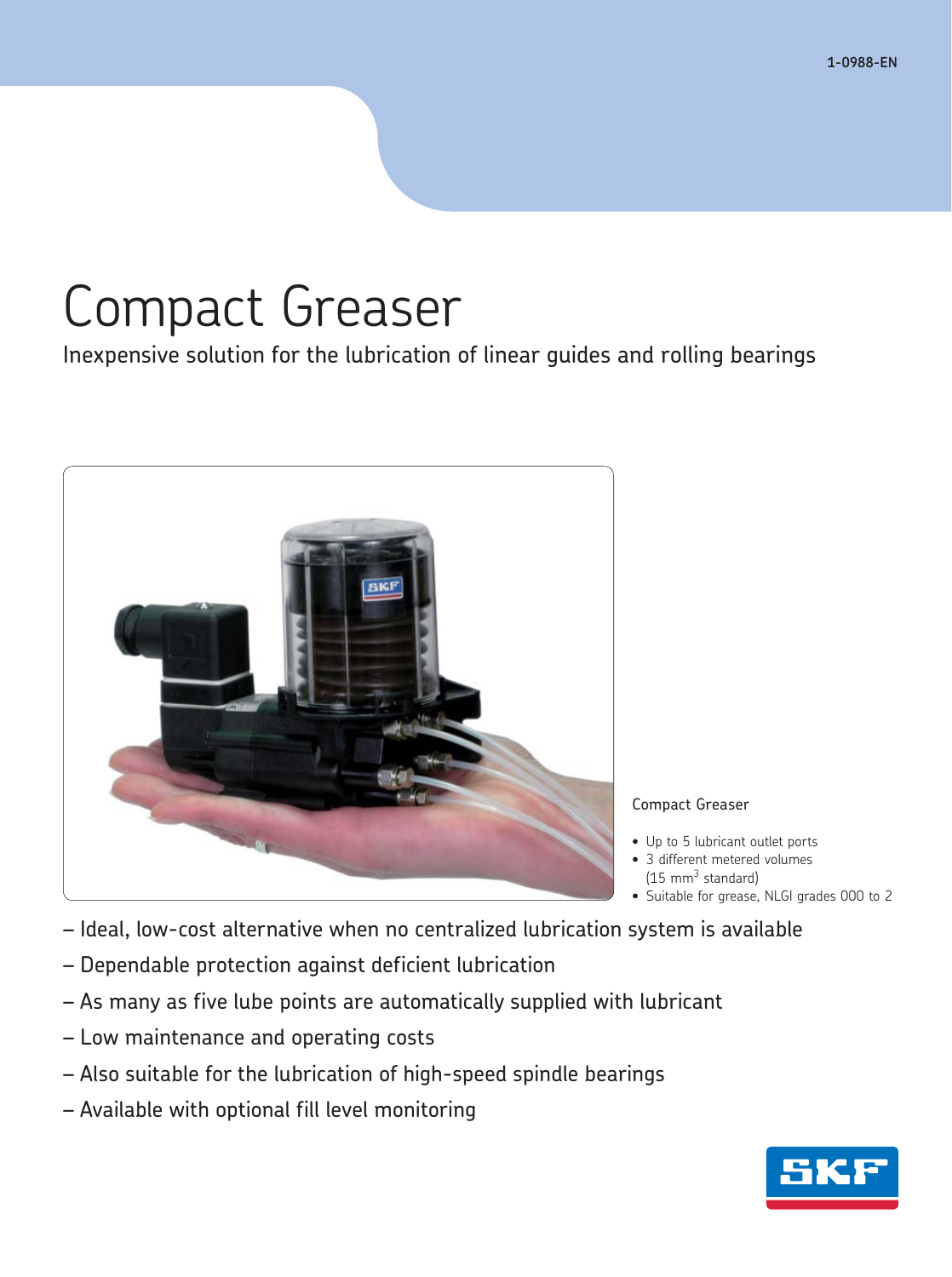1-0988-EN

# Compact Greaser

Inexpensive solution for the lubrication of linear guides and rolling bearings

Compact Greaser

- Up to 5 lubricant outlet ports
- 3 different metered volumes ($15\ mm^3$ standard)
- Suitable for grease, NLGI grades 000 to 2

– Ideal, low-cost alternative when no centralized lubrication system is available

– Dependable protection against deficient lubrication

– As many as five lube points are automatically supplied with lubricant

– Low maintenance and operating costs

– Also suitable for the lubrication of high-speed spindle bearings

– Available with optional fill level monitoring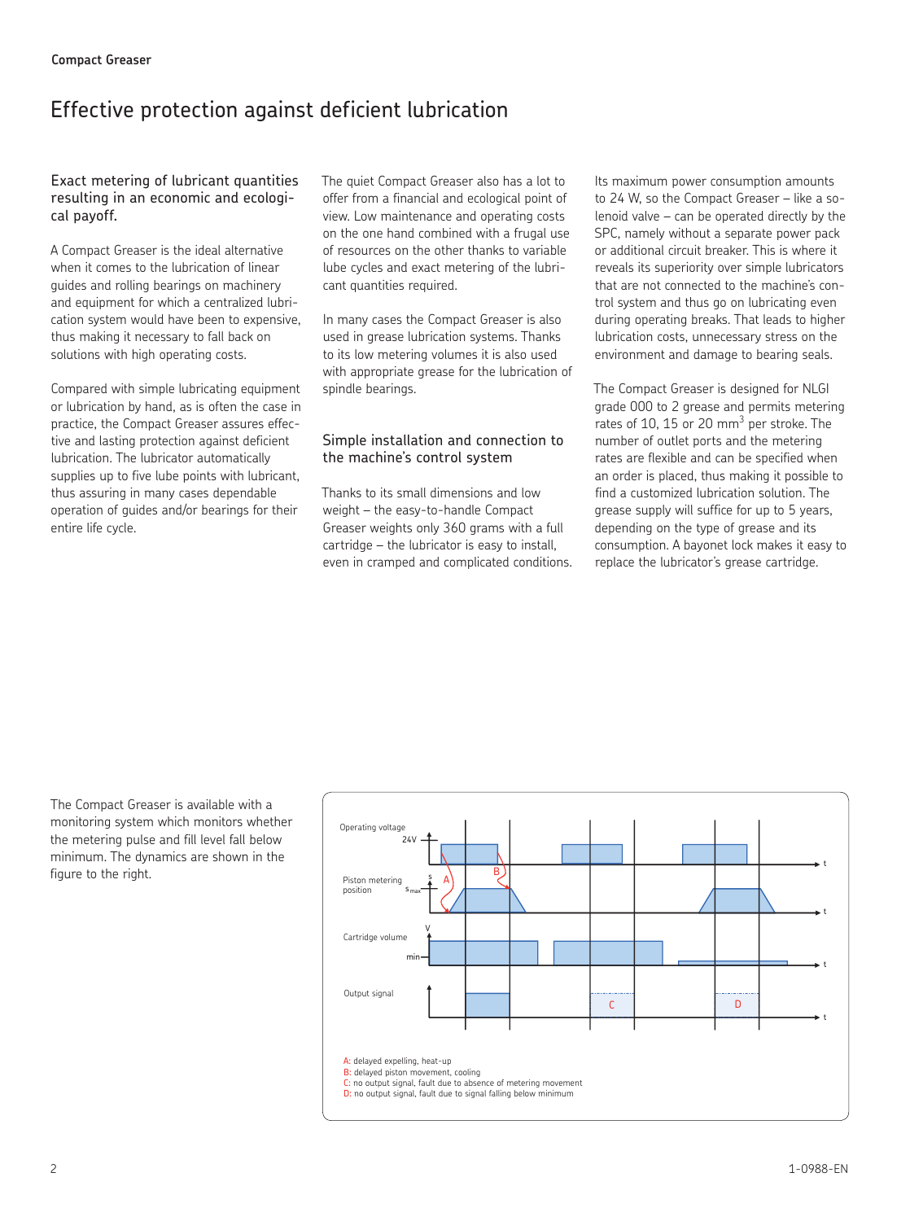// Compact Greaser

# Effective protection against deficient lubrication

## Exact metering of lubricant quantities resulting in an economic and ecological payoff.

A Compact Greaser is the ideal alternative when it comes to the lubrication of linear guides and rolling bearings on machinery and equipment for which a centralized lubrication system would have been to expensive, thus making it necessary to fall back on solutions with high operating costs.

Compared with simple lubricating equipment or lubrication by hand, as is often the case in practice, the Compact Greaser assures effective and lasting protection against deficient lubrication. The lubricator automatically supplies up to five lube points with lubricant, thus assuring in many cases dependable operation of guides and/or bearings for their entire life cycle.

The quiet Compact Greaser also has a lot to offer from a financial and ecological point of view. Low maintenance and operating costs on the one hand combined with a frugal use of resources on the other thanks to variable lube cycles and exact metering of the lubricant quantities required.

In many cases the Compact Greaser is also used in grease lubrication systems. Thanks to its low metering volumes it is also used with appropriate grease for the lubrication of spindle bearings.

## Simple installation and connection to the machine's control system

Thanks to its small dimensions and low weight – the easy-to-handle Compact Greaser weights only 360 grams with a full cartridge – the lubricator is easy to install, even in cramped and complicated conditions.

Its maximum power consumption amounts to 24 W, so the Compact Greaser – like a solenoid valve – can be operated directly by the SPC, namely without a separate power pack or additional circuit breaker. This is where it reveals its superiority over simple lubricators that are not connected to the machine's control system and thus go on lubricating even during operating breaks. That leads to higher lubrication costs, unnecessary stress on the environment and damage to bearing seals.

The Compact Greaser is designed for NLGI grade 000 to 2 grease and permits metering rates of 10, 15 or 20 mm$^3$ per stroke. The number of outlet ports and the metering rates are flexible and can be specified when an order is placed, thus making it possible to find a customized lubrication solution. The grease supply will suffice for up to 5 years, depending on the type of grease and its consumption. A bayonet lock makes it easy to replace the lubricator's grease cartridge.

The Compact Greaser is available with a monitoring system which monitors whether the metering pulse and fill level fall below minimum. The dynamics are shown in the figure to the right.

A: delayed expelling, heat-up
B: delayed piston movement, cooling
C: no output signal, fault due to absence of metering movement
D: no output signal, fault due to signal falling below minimum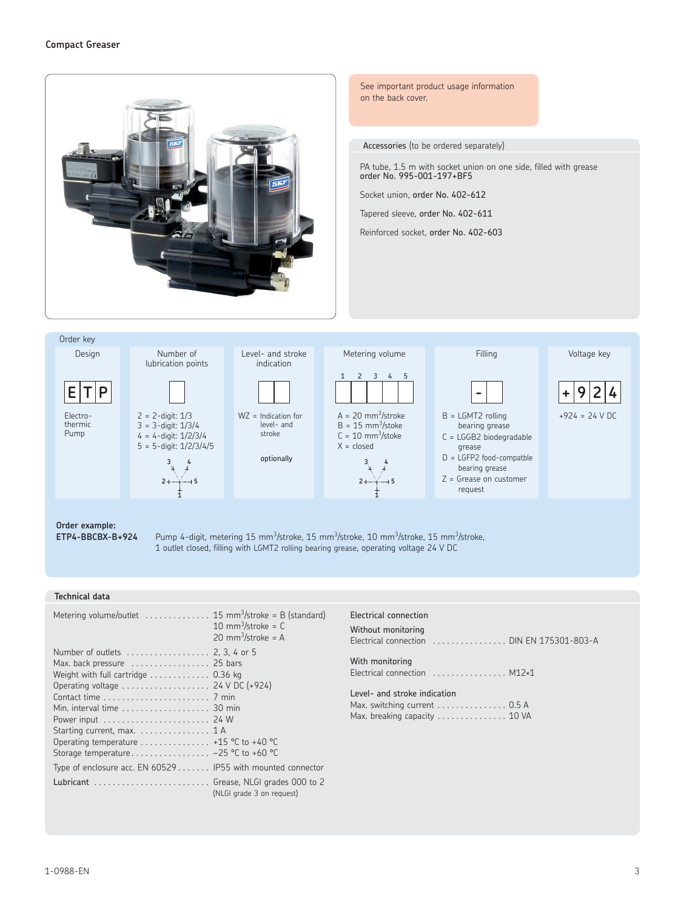## Compact Greaser

See important product usage information on the back cover.

### Accessories (to be ordered separately)

PA tube, 1.5 m with socket union on one side, filled with grease **order No. 995-001-197+BF5**

Socket union, **order No. 402-612**

Tapered sleeve, **order No. 402-611**

Reinforced socket, **order No. 402-603**

### Order key

| Design | Number of lubrication points | Level- and stroke indication | Metering volume | Filling | Voltage key |
|---|---|---|---|---|---|
| E T P | ☐ | ☐☐ | 1 2 3 4 5 ☐☐☐☐☐ | - ☐ | + 9 2 4 |
| Electro-thermic Pump | 2 = 2-digit: 1/3<br>3 = 3-digit: 1/3/4<br>4 = 4-digit: 1/2/3/4<br>5 = 5-digit: 1/2/3/4/5 | WZ = Indication for level- and stroke<br><br>optionally | A = 20 $mm^3$/stroke<br>B = 15 $mm^3$/stoke<br>C = 10 $mm^3$/stoke<br>X = closed | B = LGMT2 rolling bearing grease<br>C = LGGB2 biodegradable grease<br>D = LGFP2 food-compatble bearing grease<br>Z = Grease on customer request | +924 = 24 V DC |

**Order example:**
**ETP4-BBCBX-B+924** Pump 4-digit, metering 15 $mm^3$/stroke, 15 $mm^3$/stroke, 10 $mm^3$/stroke, 15 $mm^3$/stroke, 1 outlet closed, filling with LGMT2 rolling bearing grease, operating voltage 24 V DC

### Technical data

| | |
|---|---|
| Metering volume/outlet | 15 $mm^3$/stroke = B (standard)<br>10 $mm^3$/stroke = C<br>20 $mm^3$/stroke = A |
| Number of outlets | 2, 3, 4 or 5 |
| Max. back pressure | 25 bars |
| Weight with full cartridge | 0.36 kg |
| Operating voltage | 24 V DC (+924) |
| Contact time | 7 min |
| Min. interval time | 30 min |
| Power input | 24 W |
| Starting current, max. | 1 A |
| Operating temperature | +15 °C to +40 °C |
| Storage temperature | −25 °C to +60 °C |
| Type of enclosure acc. EN 60529 | IP55 with mounted connector |
| Lubricant | Grease, NLGI grades 000 to 2 (NLGI grade 3 on request) |

**Electrical connection**

**Without monitoring**
Electrical connection ................ DIN EN 175301-803-A

**With monitoring**
Electrical connection ................ M12×1

**Level- and stroke indication**
Max. switching current ............... 0.5 A
Max. breaking capacity ............... 10 VA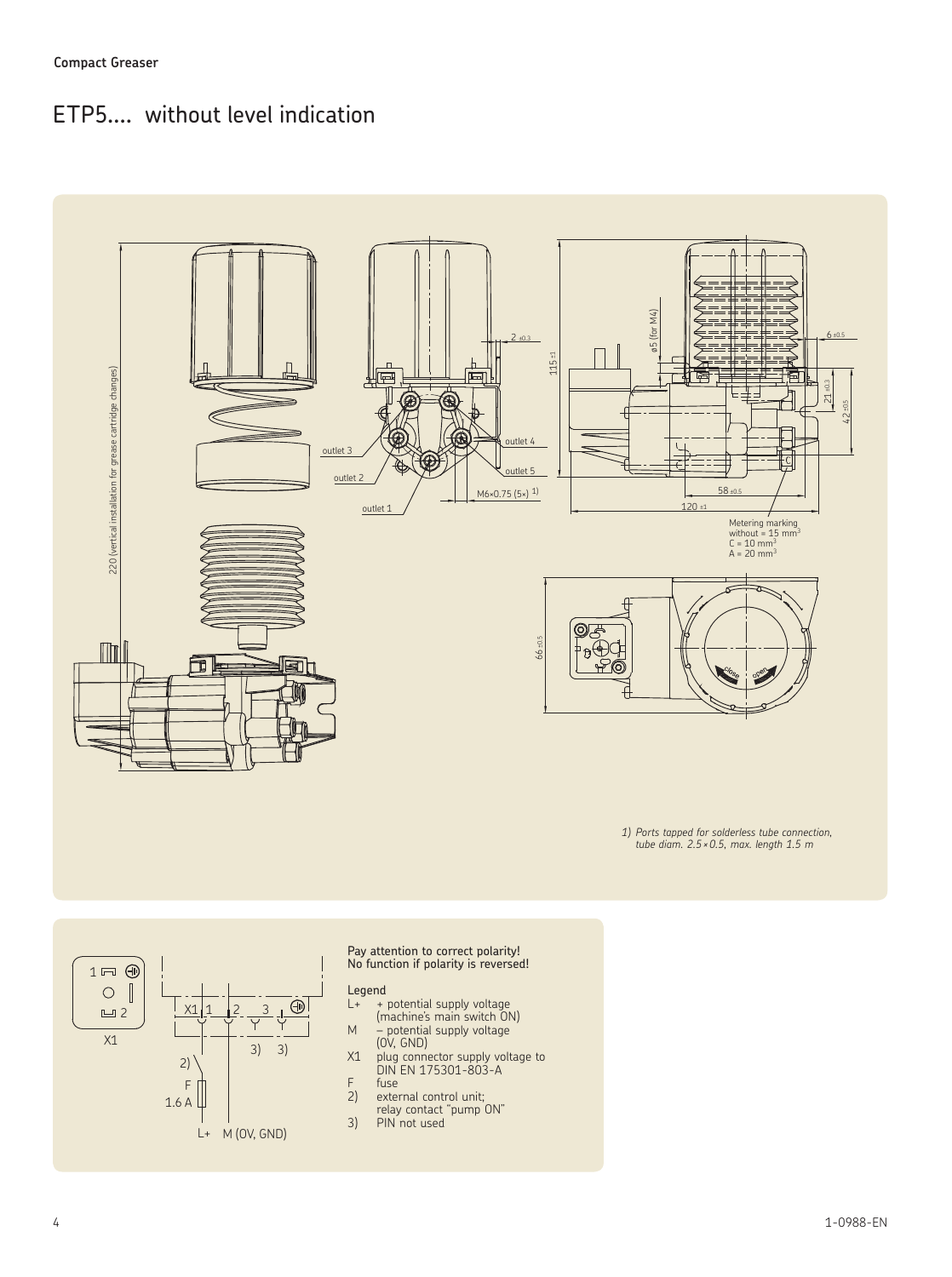# ETP5.... without level indication

220 (vertical installation for grease cartridge changes)

outlet 3

outlet 2

outlet 1

outlet 4

outlet 5

2 ±0.3

115 ±1

M6×0.75 (5×) 1)

ø5 (for M4)

6 ±0.5

21 ±0.3

42 ±0.5

58 ±0.5

120 ±1

Metering marking
without = 15 mm³
C = 10 mm³
A = 20 mm³

66 ±0.5

close open

*1) Ports tapped for solderless tube connection, tube diam. 2.5 × 0.5, max. length 1.5 m*

X1

1 2 3

2)

F 1.6 A

L+ M (0V, GND)

Pay attention to correct polarity!
No function if polarity is reversed!

Legend

- L+ + potential supply voltage (machine's main switch ON)
- M – potential supply voltage (0V, GND)
- X1 plug connector supply voltage to DIN EN 175301-803-A
- F fuse
- 2) external control unit; relay contact "pump ON"
- 3) PIN not used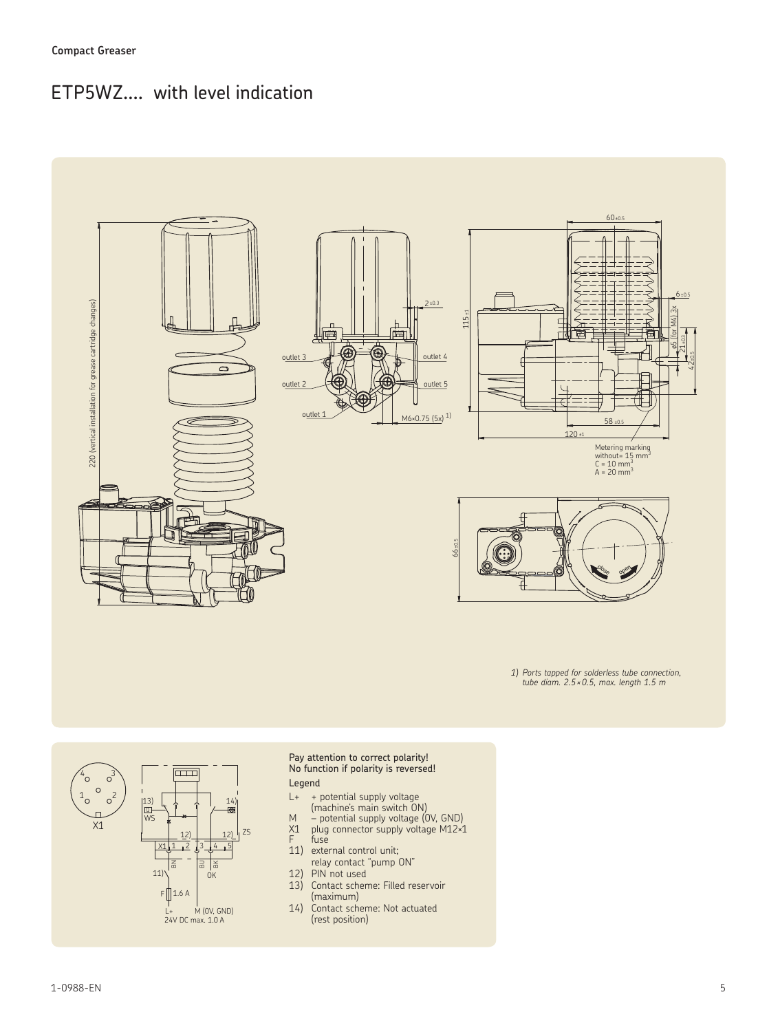## ETP5WZ.... with level indication

1) Ports tapped for solderless tube connection, tube diam. 2.5 × 0.5, max. length 1.5 m

Pay attention to correct polarity!
No function if polarity is reversed!

Legend

- L+ + potential supply voltage (machine's main switch ON)
- M – potential supply voltage (0V, GND)
- X1 plug connector supply voltage M12×1
- F fuse
- 11) external control unit; relay contact "pump ON"
- 12) PIN not used
- 13) Contact scheme: Filled reservoir (maximum)
- 14) Contact scheme: Not actuated (rest position)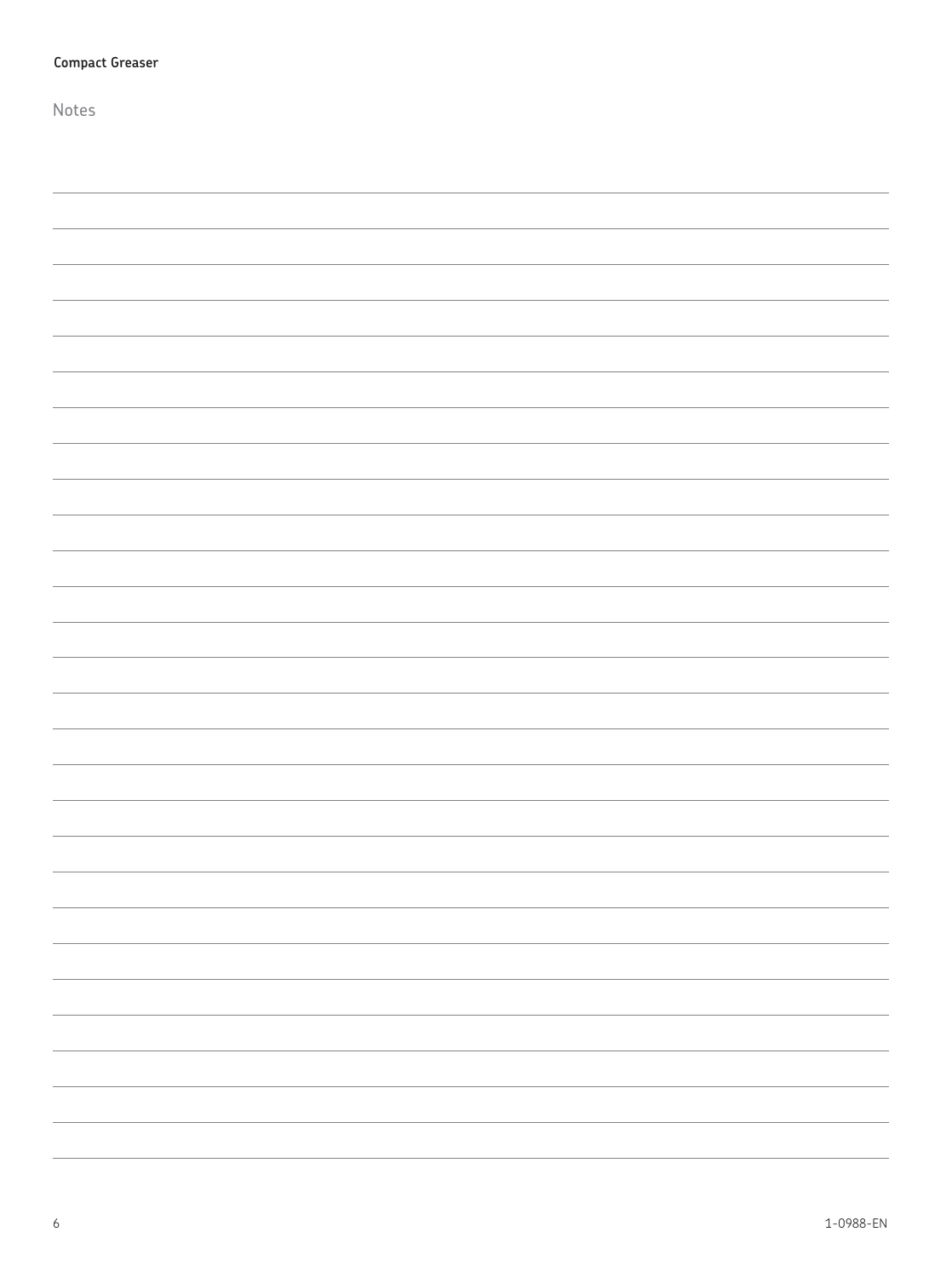Notes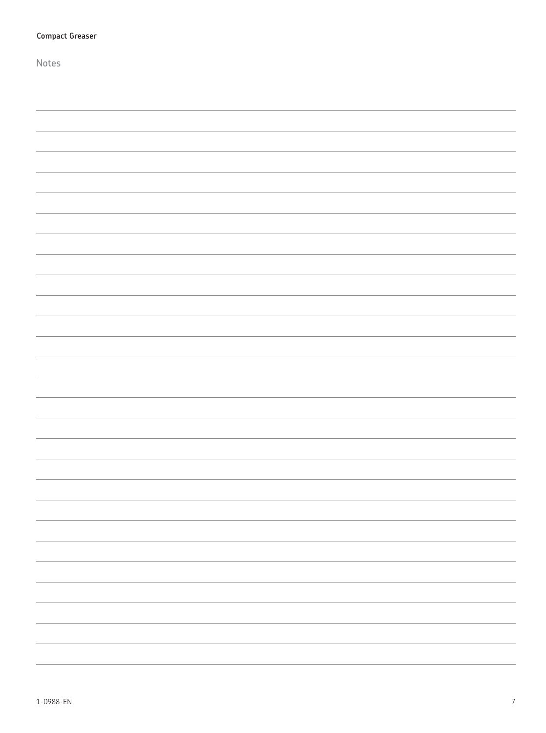Notes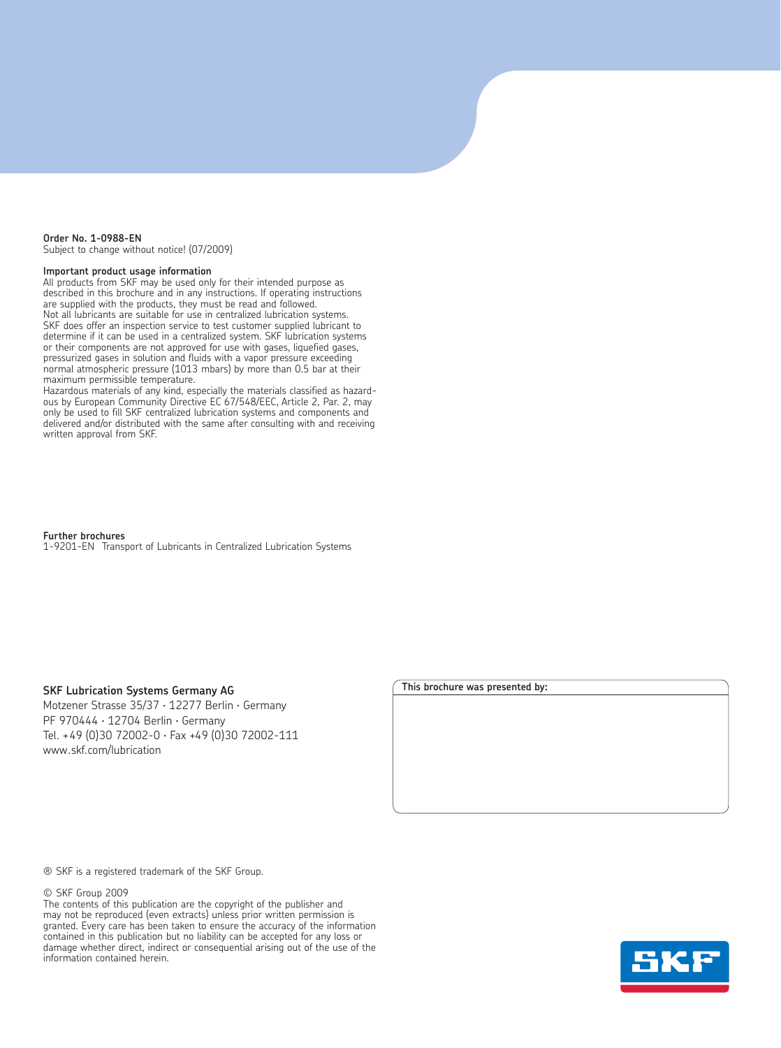**Order No. 1-0988-EN**
Subject to change without notice! (07/2009)

**Important product usage information**
All products from SKF may be used only for their intended purpose as described in this brochure and in any instructions. If operating instructions are supplied with the products, they must be read and followed.
Not all lubricants are suitable for use in centralized lubrication systems. SKF does offer an inspection service to test customer supplied lubricant to determine if it can be used in a centralized system. SKF lubrication systems or their components are not approved for use with gases, liquefied gases, pressurized gases in solution and fluids with a vapor pressure exceeding normal atmospheric pressure (1013 mbars) by more than 0.5 bar at their maximum permissible temperature.
Hazardous materials of any kind, especially the materials classified as hazardous by European Community Directive EC 67/548/EEC, Article 2, Par. 2, may only be used to fill SKF centralized lubrication systems and components and delivered and/or distributed with the same after consulting with and receiving written approval from SKF.

**Further brochures**
1-9201-EN Transport of Lubricants in Centralized Lubrication Systems

**SKF Lubrication Systems Germany AG**
Motzener Strasse 35/37 · 12277 Berlin · Germany
PF 970444 · 12704 Berlin · Germany
Tel. +49 (0)30 72002-0 · Fax +49 (0)30 72002-111
www.skf.com/lubrication

**This brochure was presented by:**

® SKF is a registered trademark of the SKF Group.

© SKF Group 2009
The contents of this publication are the copyright of the publisher and may not be reproduced (even extracts) unless prior written permission is granted. Every care has been taken to ensure the accuracy of the information contained in this publication but no liability can be accepted for any loss or damage whether direct, indirect or consequential arising out of the use of the information contained herein.

SKF